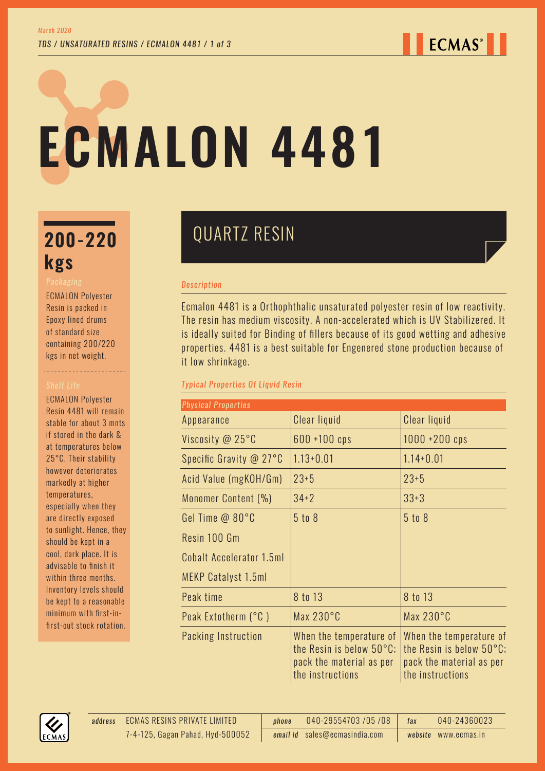# ECMALON 4481

## 200-220 kgs

*Packaging*

ECMALON Polyester Resin is packed in Epoxy lined drums of standard size containing 200/220 kgs in net weight.

*Shelf Life*

ECMALON Polyester Resin 4481 will remain stable for about 3 mnts if stored in the dark & at temperatures below 25°C. Their stability however deteriorates markedly at higher temperatures, especially when they are directly exposed to sunlight. Hence, they should be kept in a cool, dark place. It is advisable to finish it within three months. Inventory levels should be kept to a reasonable minimum with first-in-first-out stock rotation.

## QUARTZ RESIN

*Description*

Ecmalon 4481 is a Orthophthalic unsaturated polyester resin of low reactivity. The resin has medium viscosity. A non-accelerated which is UV Stabilizered. It is ideally suited for Binding of fillers because of its good wetting and adhesive properties. 4481 is a best suitable for Engenered stone production because of it low shrinkage.

*Typical Properties Of Liquid Resin*

| *Physical Properties* | | |
|---|---|---|
| Appearance | Clear liquid | Clear liquid |
| Viscosity @ 25°C | 600 +100 cps | 1000 +200 cps |
| Specific Gravity @ 27°C | 1.13+0.01 | 1.14+0.01 |
| Acid Value (mgKOH/Gm) | 23+5 | 23+5 |
| Monomer Content (%) | 34+2 | 33+3 |
| Gel Time @ 80°C<br>Resin 100 Gm<br>Cobalt Accelerator 1.5ml<br>MEKP Catalyst 1.5ml | 5 to 8 | 5 to 8 |
| Peak time | 8 to 13 | 8 to 13 |
| Peak Extotherm (°C ) | Max 230°C | Max 230°C |
| Packing Instruction | When the temperature of the Resin is below 50°C; pack the material as per the instructions | When the temperature of the Resin is below 50°C; pack the material as per the instructions |

*address* ECMAS RESINS PRIVATE LIMITED, 7-4-125, Gagan Pahad, Hyd-500052
*phone* 040-29554703 /05 /08
*email id* sales@ecmasindia.com
*fax* 040-24360023
*website* www.ecmas.in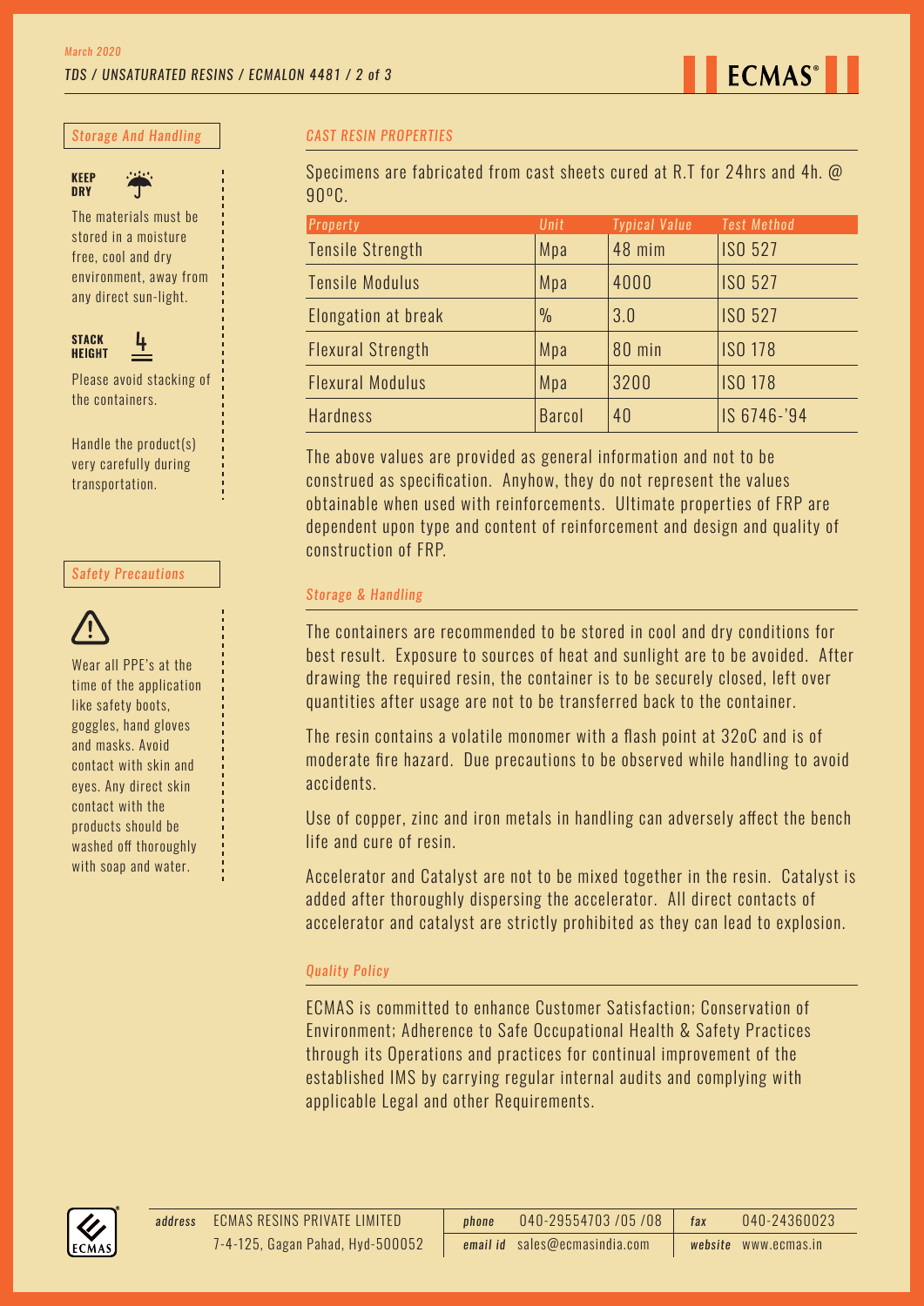## Storage And Handling

**KEEP DRY**

The materials must be stored in a moisture free, cool and dry environment, away from any direct sun-light.

**STACK HEIGHT**

Please avoid stacking of the containers.

Handle the product(s) very carefully during transportation.

## Safety Precautions

Wear all PPE's at the time of the application like safety boots, goggles, hand gloves and masks. Avoid contact with skin and eyes. Any direct skin contact with the products should be washed off thoroughly with soap and water.

## CAST RESIN PROPERTIES

Specimens are fabricated from cast sheets cured at R.T for 24hrs and 4h. @ 90ºC.

| Property | Unit | Typical Value | Test Method |
|---|---|---|---|
| Tensile Strength | Mpa | 48 mim | ISO 527 |
| Tensile Modulus | Mpa | 4000 | ISO 527 |
| Elongation at break | % | 3.0 | ISO 527 |
| Flexural Strength | Mpa | 80 min | ISO 178 |
| Flexural Modulus | Mpa | 3200 | ISO 178 |
| Hardness | Barcol | 40 | IS 6746-'94 |

The above values are provided as general information and not to be construed as specification. Anyhow, they do not represent the values obtainable when used with reinforcements. Ultimate properties of FRP are dependent upon type and content of reinforcement and design and quality of construction of FRP.

## Storage & Handling

The containers are recommended to be stored in cool and dry conditions for best result. Exposure to sources of heat and sunlight are to be avoided. After drawing the required resin, the container is to be securely closed, left over quantities after usage are not to be transferred back to the container.

The resin contains a volatile monomer with a flash point at 32oC and is of moderate fire hazard. Due precautions to be observed while handling to avoid accidents.

Use of copper, zinc and iron metals in handling can adversely affect the bench life and cure of resin.

Accelerator and Catalyst are not to be mixed together in the resin. Catalyst is added after thoroughly dispersing the accelerator. All direct contacts of accelerator and catalyst are strictly prohibited as they can lead to explosion.

## Quality Policy

ECMAS is committed to enhance Customer Satisfaction; Conservation of Environment; Adherence to Safe Occupational Health & Safety Practices through its Operations and practices for continual improvement of the established IMS by carrying regular internal audits and complying with applicable Legal and other Requirements.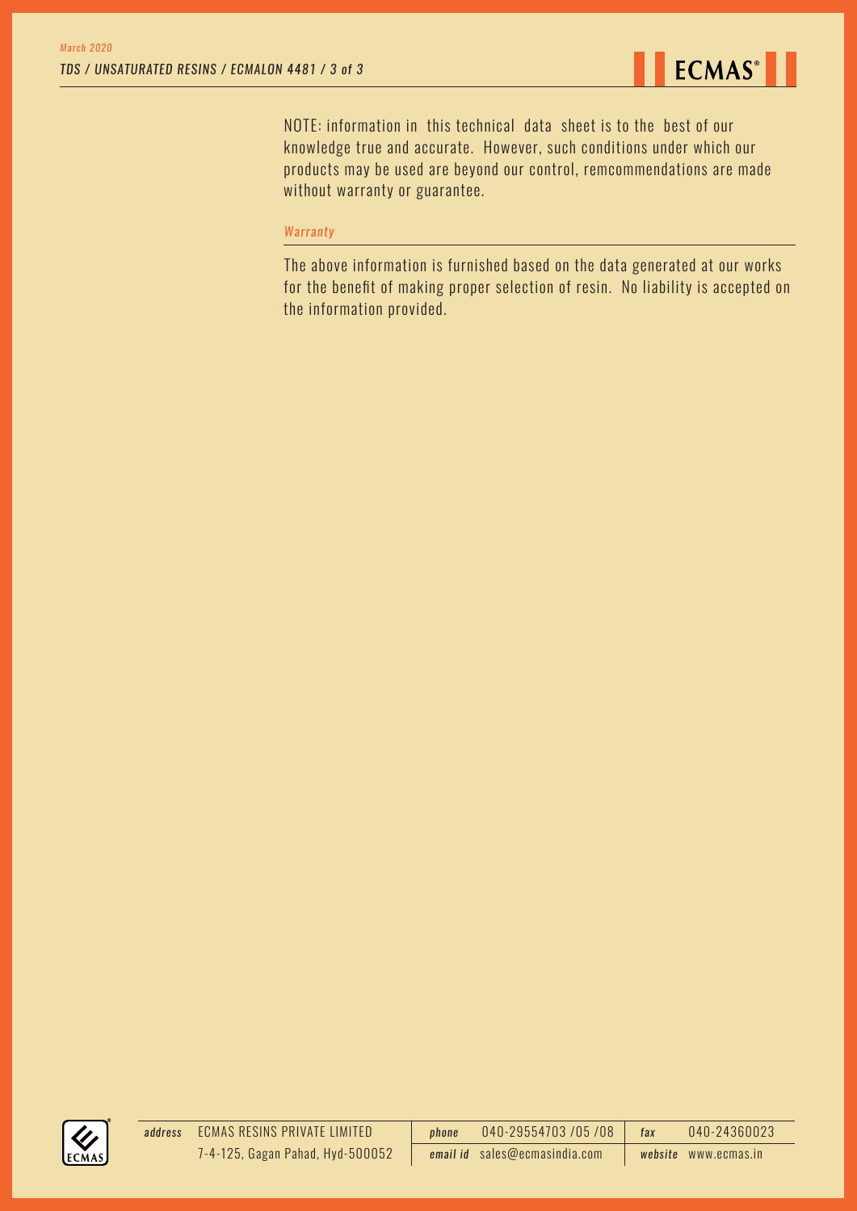NOTE: information in this technical data sheet is to the best of our knowledge true and accurate. However, such conditions under which our products may be used are beyond our control, remcommendations are made without warranty or guarantee.

## *Warranty*

The above information is furnished based on the data generated at our works for the benefit of making proper selection of resin. No liability is accepted on the information provided.